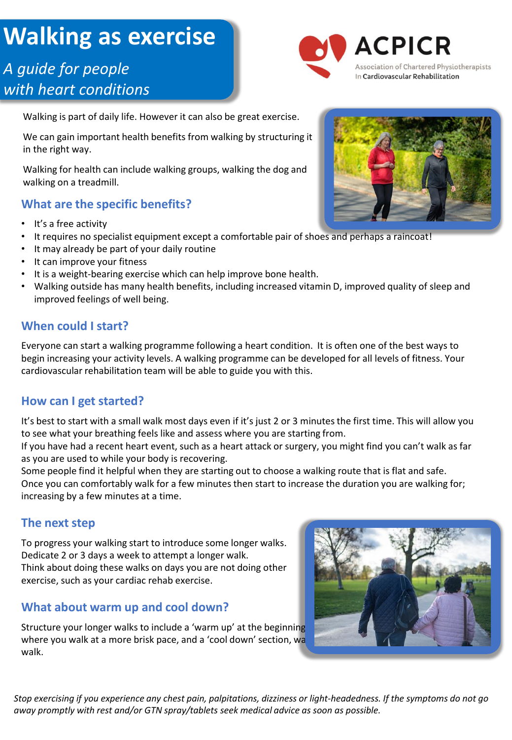# Walking as exercise

*A guide for people with heart conditions*

ACPICR
Association of Chartered Physiotherapists In Cardiovascular Rehabilitation

Walking is part of daily life. However it can also be great exercise.

We can gain important health benefits from walking by structuring it in the right way.

Walking for health can include walking groups, walking the dog and walking on a treadmill.

## What are the specific benefits?

- It's a free activity
- It requires no specialist equipment except a comfortable pair of shoes and perhaps a raincoat!
- It may already be part of your daily routine
- It can improve your fitness
- It is a weight-bearing exercise which can help improve bone health.
- Walking outside has many health benefits, including increased vitamin D, improved quality of sleep and improved feelings of well being.

## When could I start?

Everyone can start a walking programme following a heart condition. It is often one of the best ways to begin increasing your activity levels. A walking programme can be developed for all levels of fitness. Your cardiovascular rehabilitation team will be able to guide you with this.

## How can I get started?

It's best to start with a small walk most days even if it's just 2 or 3 minutes the first time. This will allow you to see what your breathing feels like and assess where you are starting from.
If you have had a recent heart event, such as a heart attack or surgery, you might find you can't walk as far as you are used to while your body is recovering.
Some people find it helpful when they are starting out to choose a walking route that is flat and safe.
Once you can comfortably walk for a few minutes then start to increase the duration you are walking for; increasing by a few minutes at a time.

## The next step

To progress your walking start to introduce some longer walks.
Dedicate 2 or 3 days a week to attempt a longer walk.
Think about doing these walks on days you are not doing other exercise, such as your cardiac rehab exercise.

## What about warm up and cool down?

Structure your longer walks to include a 'warm up' at the beginning where you walk at a more brisk pace, and a 'cool down' section, wa walk.

*Stop exercising if you experience any chest pain, palpitations, dizziness or light-headedness. If the symptoms do not go away promptly with rest and/or GTN spray/tablets seek medical advice as soon as possible.*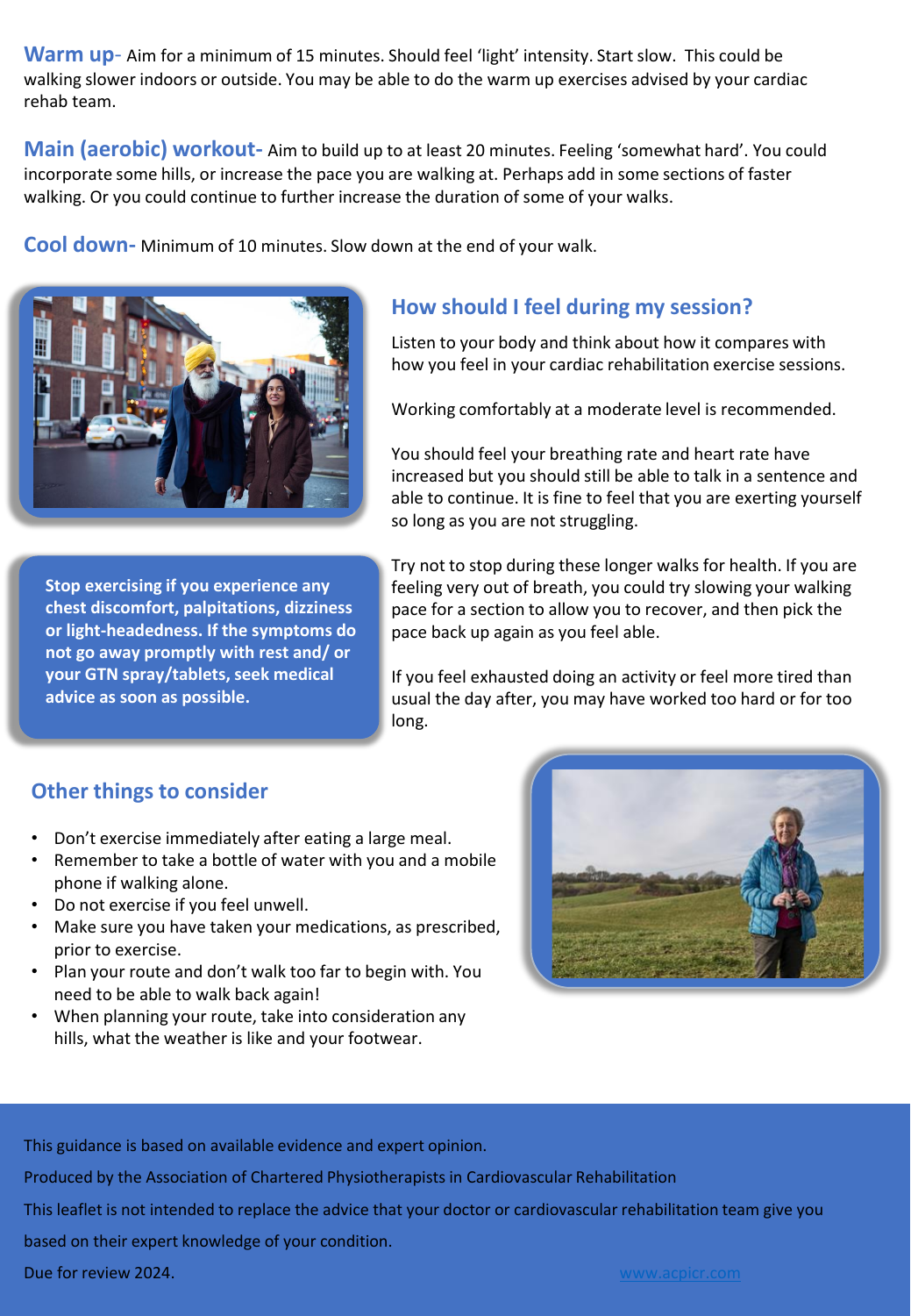**Warm up**- Aim for a minimum of 15 minutes. Should feel 'light' intensity. Start slow. This could be walking slower indoors or outside. You may be able to do the warm up exercises advised by your cardiac rehab team.

**Main (aerobic) workout**- Aim to build up to at least 20 minutes. Feeling 'somewhat hard'. You could incorporate some hills, or increase the pace you are walking at. Perhaps add in some sections of faster walking. Or you could continue to further increase the duration of some of your walks.

**Cool down**- Minimum of 10 minutes. Slow down at the end of your walk.

## How should I feel during my session?

Listen to your body and think about how it compares with how you feel in your cardiac rehabilitation exercise sessions.

Working comfortably at a moderate level is recommended.

You should feel your breathing rate and heart rate have increased but you should still be able to talk in a sentence and able to continue. It is fine to feel that you are exerting yourself so long as you are not struggling.

Try not to stop during these longer walks for health. If you are feeling very out of breath, you could try slowing your walking pace for a section to allow you to recover, and then pick the pace back up again as you feel able.

If you feel exhausted doing an activity or feel more tired than usual the day after, you may have worked too hard or for too long.

**Stop exercising if you experience any chest discomfort, palpitations, dizziness or light-headedness. If the symptoms do not go away promptly with rest and/ or your GTN spray/tablets, seek medical advice as soon as possible.**

## Other things to consider

- Don't exercise immediately after eating a large meal.
- Remember to take a bottle of water with you and a mobile phone if walking alone.
- Do not exercise if you feel unwell.
- Make sure you have taken your medications, as prescribed, prior to exercise.
- Plan your route and don't walk too far to begin with. You need to be able to walk back again!
- When planning your route, take into consideration any hills, what the weather is like and your footwear.

This guidance is based on available evidence and expert opinion.

Produced by the Association of Chartered Physiotherapists in Cardiovascular Rehabilitation

This leaflet is not intended to replace the advice that your doctor or cardiovascular rehabilitation team give you based on their expert knowledge of your condition.

Due for review 2024.

www.acpicr.com